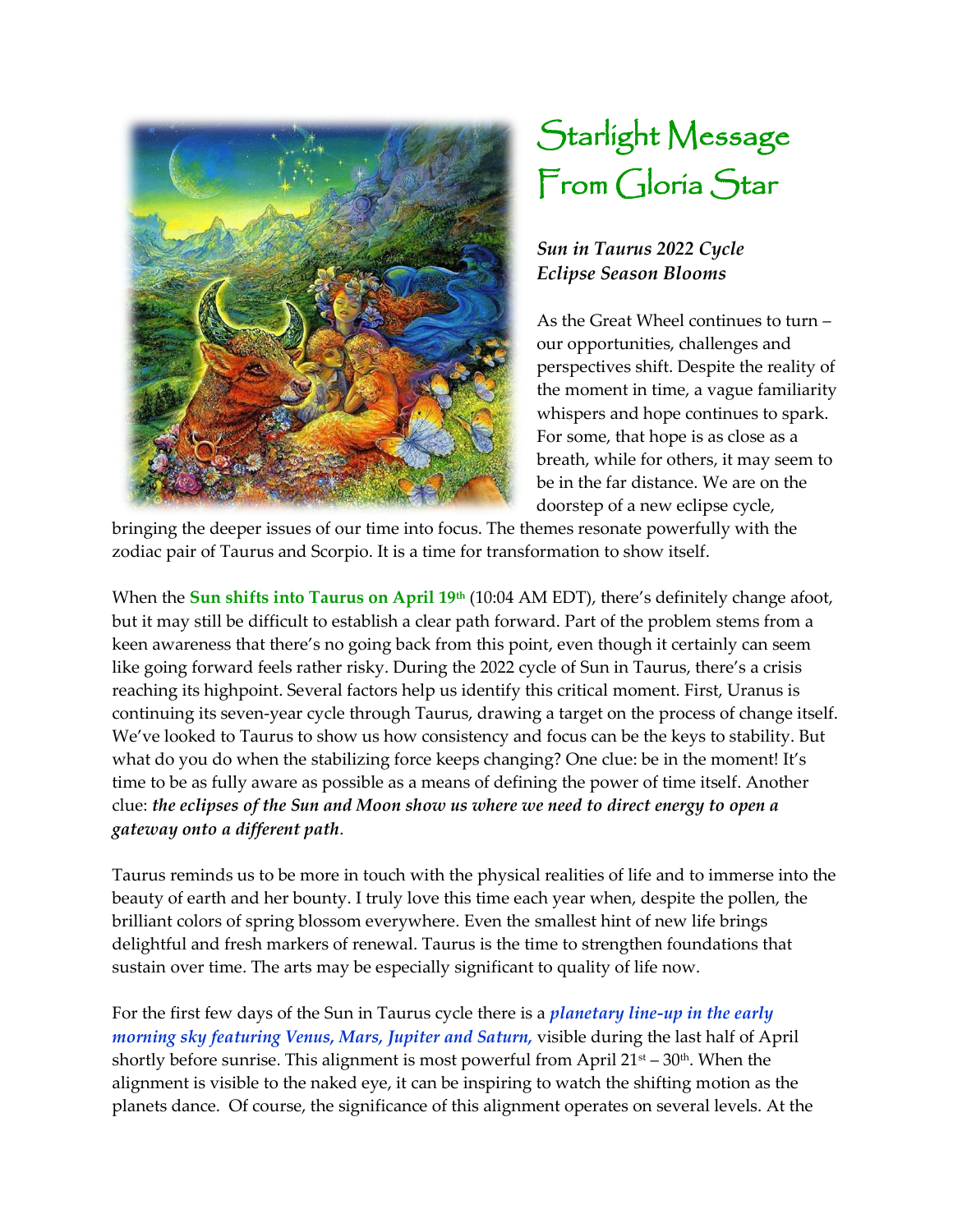# Starlight Message From Gloria Star

***Sun in Taurus 2022 Cycle***
***Eclipse Season Blooms***

As the Great Wheel continues to turn – our opportunities, challenges and perspectives shift. Despite the reality of the moment in time, a vague familiarity whispers and hope continues to spark. For some, that hope is as close as a breath, while for others, it may seem to be in the far distance. We are on the doorstep of a new eclipse cycle, bringing the deeper issues of our time into focus. The themes resonate powerfully with the zodiac pair of Taurus and Scorpio. It is a time for transformation to show itself.

When the **Sun shifts into Taurus on April 19th** (10:04 AM EDT), there's definitely change afoot, but it may still be difficult to establish a clear path forward. Part of the problem stems from a keen awareness that there's no going back from this point, even though it certainly can seem like going forward feels rather risky. During the 2022 cycle of Sun in Taurus, there's a crisis reaching its highpoint. Several factors help us identify this critical moment. First, Uranus is continuing its seven-year cycle through Taurus, drawing a target on the process of change itself. We've looked to Taurus to show us how consistency and focus can be the keys to stability. But what do you do when the stabilizing force keeps changing? One clue: be in the moment! It's time to be as fully aware as possible as a means of defining the power of time itself. Another clue: ***the eclipses of the Sun and Moon show us where we need to direct energy to open a gateway onto a different path***.

Taurus reminds us to be more in touch with the physical realities of life and to immerse into the beauty of earth and her bounty. I truly love this time each year when, despite the pollen, the brilliant colors of spring blossom everywhere. Even the smallest hint of new life brings delightful and fresh markers of renewal. Taurus is the time to strengthen foundations that sustain over time. The arts may be especially significant to quality of life now.

For the first few days of the Sun in Taurus cycle there is a ***planetary line-up in the early morning sky featuring Venus, Mars, Jupiter and Saturn,*** visible during the last half of April shortly before sunrise. This alignment is most powerful from April 21st – 30th. When the alignment is visible to the naked eye, it can be inspiring to watch the shifting motion as the planets dance. Of course, the significance of this alignment operates on several levels. At the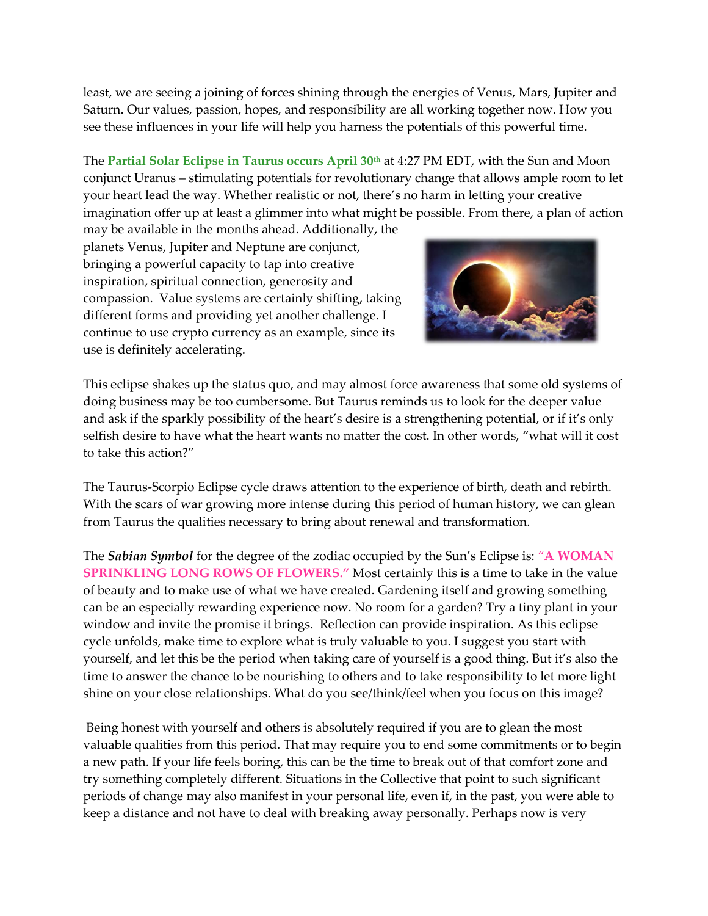least, we are seeing a joining of forces shining through the energies of Venus, Mars, Jupiter and Saturn. Our values, passion, hopes, and responsibility are all working together now. How you see these influences in your life will help you harness the potentials of this powerful time.

The **Partial Solar Eclipse in Taurus occurs April 30th** at 4:27 PM EDT, with the Sun and Moon conjunct Uranus – stimulating potentials for revolutionary change that allows ample room to let your heart lead the way. Whether realistic or not, there's no harm in letting your creative imagination offer up at least a glimmer into what might be possible. From there, a plan of action may be available in the months ahead. Additionally, the planets Venus, Jupiter and Neptune are conjunct, bringing a powerful capacity to tap into creative inspiration, spiritual connection, generosity and compassion. Value systems are certainly shifting, taking different forms and providing yet another challenge. I continue to use crypto currency as an example, since its use is definitely accelerating.

This eclipse shakes up the status quo, and may almost force awareness that some old systems of doing business may be too cumbersome. But Taurus reminds us to look for the deeper value and ask if the sparkly possibility of the heart's desire is a strengthening potential, or if it's only selfish desire to have what the heart wants no matter the cost. In other words, "what will it cost to take this action?"

The Taurus-Scorpio Eclipse cycle draws attention to the experience of birth, death and rebirth. With the scars of war growing more intense during this period of human history, we can glean from Taurus the qualities necessary to bring about renewal and transformation.

The ***Sabian Symbol*** for the degree of the zodiac occupied by the Sun's Eclipse is: **"A WOMAN SPRINKLING LONG ROWS OF FLOWERS."** Most certainly this is a time to take in the value of beauty and to make use of what we have created. Gardening itself and growing something can be an especially rewarding experience now. No room for a garden? Try a tiny plant in your window and invite the promise it brings. Reflection can provide inspiration. As this eclipse cycle unfolds, make time to explore what is truly valuable to you. I suggest you start with yourself, and let this be the period when taking care of yourself is a good thing. But it's also the time to answer the chance to be nourishing to others and to take responsibility to let more light shine on your close relationships. What do you see/think/feel when you focus on this image?

Being honest with yourself and others is absolutely required if you are to glean the most valuable qualities from this period. That may require you to end some commitments or to begin a new path. If your life feels boring, this can be the time to break out of that comfort zone and try something completely different. Situations in the Collective that point to such significant periods of change may also manifest in your personal life, even if, in the past, you were able to keep a distance and not have to deal with breaking away personally. Perhaps now is very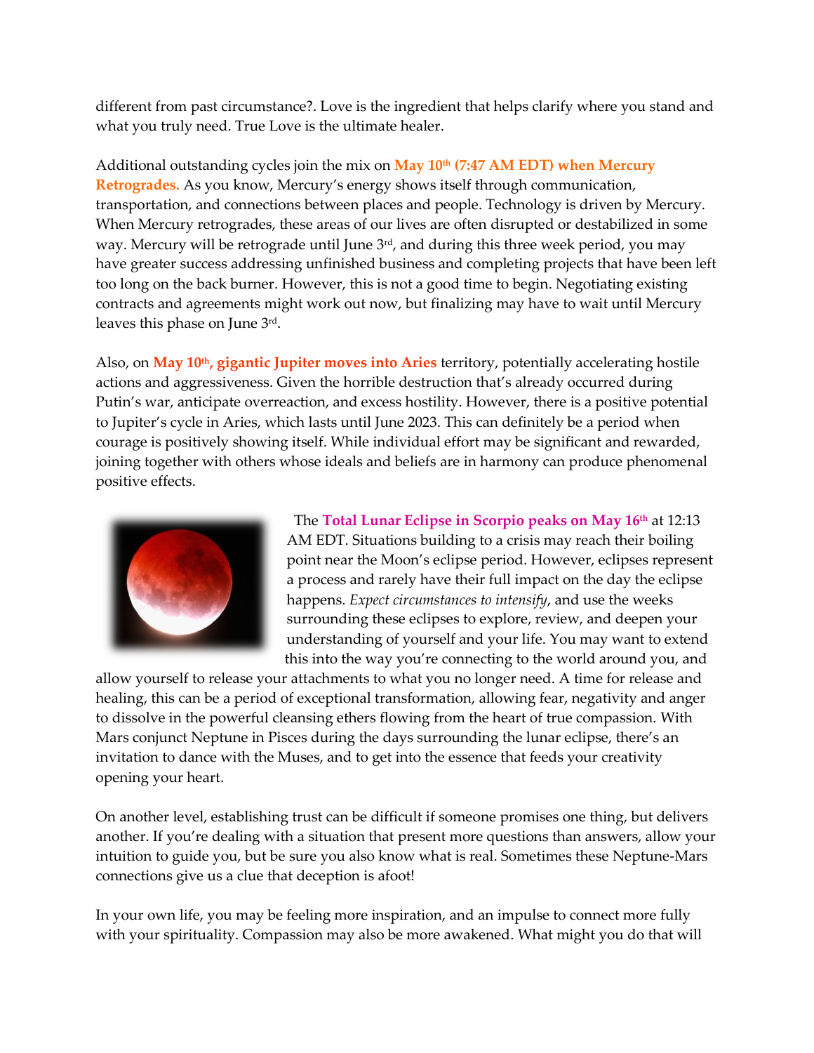different from past circumstance?. Love is the ingredient that helps clarify where you stand and what you truly need. True Love is the ultimate healer.

Additional outstanding cycles join the mix on **May 10th (7:47 AM EDT) when Mercury Retrogrades.** As you know, Mercury's energy shows itself through communication, transportation, and connections between places and people. Technology is driven by Mercury. When Mercury retrogrades, these areas of our lives are often disrupted or destabilized in some way. Mercury will be retrograde until June 3rd, and during this three week period, you may have greater success addressing unfinished business and completing projects that have been left too long on the back burner. However, this is not a good time to begin. Negotiating existing contracts and agreements might work out now, but finalizing may have to wait until Mercury leaves this phase on June 3rd.

Also, on **May 10th, gigantic Jupiter moves into Aries** territory, potentially accelerating hostile actions and aggressiveness. Given the horrible destruction that's already occurred during Putin's war, anticipate overreaction, and excess hostility. However, there is a positive potential to Jupiter's cycle in Aries, which lasts until June 2023. This can definitely be a period when courage is positively showing itself. While individual effort may be significant and rewarded, joining together with others whose ideals and beliefs are in harmony can produce phenomenal positive effects.

The **Total Lunar Eclipse in Scorpio peaks on May 16th** at 12:13 AM EDT. Situations building to a crisis may reach their boiling point near the Moon's eclipse period. However, eclipses represent a process and rarely have their full impact on the day the eclipse happens. *Expect circumstances to intensify*, and use the weeks surrounding these eclipses to explore, review, and deepen your understanding of yourself and your life. You may want to extend this into the way you're connecting to the world around you, and allow yourself to release your attachments to what you no longer need. A time for release and healing, this can be a period of exceptional transformation, allowing fear, negativity and anger to dissolve in the powerful cleansing ethers flowing from the heart of true compassion. With Mars conjunct Neptune in Pisces during the days surrounding the lunar eclipse, there's an invitation to dance with the Muses, and to get into the essence that feeds your creativity opening your heart.

On another level, establishing trust can be difficult if someone promises one thing, but delivers another. If you're dealing with a situation that present more questions than answers, allow your intuition to guide you, but be sure you also know what is real. Sometimes these Neptune-Mars connections give us a clue that deception is afoot!

In your own life, you may be feeling more inspiration, and an impulse to connect more fully with your spirituality. Compassion may also be more awakened. What might you do that will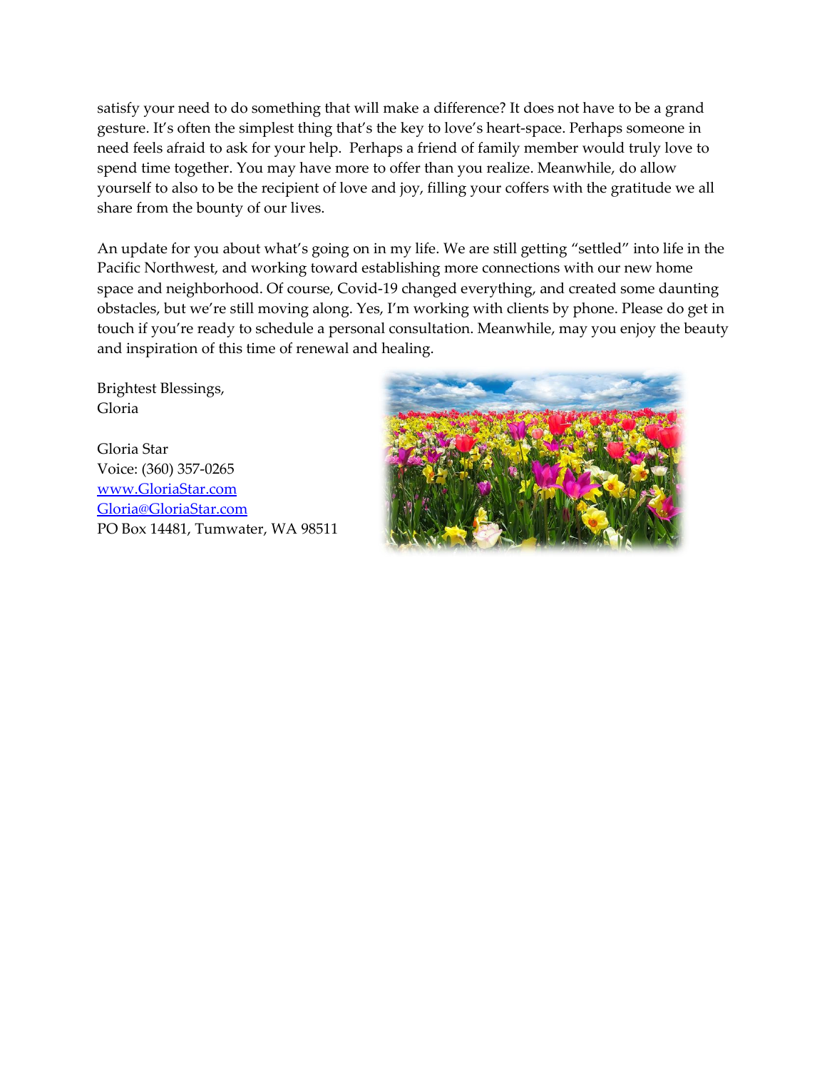satisfy your need to do something that will make a difference? It does not have to be a grand gesture. It's often the simplest thing that's the key to love's heart-space. Perhaps someone in need feels afraid to ask for your help. Perhaps a friend of family member would truly love to spend time together. You may have more to offer than you realize. Meanwhile, do allow yourself to also to be the recipient of love and joy, filling your coffers with the gratitude we all share from the bounty of our lives.

An update for you about what's going on in my life. We are still getting "settled" into life in the Pacific Northwest, and working toward establishing more connections with our new home space and neighborhood. Of course, Covid-19 changed everything, and created some daunting obstacles, but we're still moving along. Yes, I'm working with clients by phone. Please do get in touch if you're ready to schedule a personal consultation. Meanwhile, may you enjoy the beauty and inspiration of this time of renewal and healing.

Brightest Blessings,
Gloria

Gloria Star
Voice: (360) 357-0265
[www.GloriaStar.com](http://www.GloriaStar.com)
[Gloria@GloriaStar.com](mailto:Gloria@GloriaStar.com)
PO Box 14481, Tumwater, WA 98511